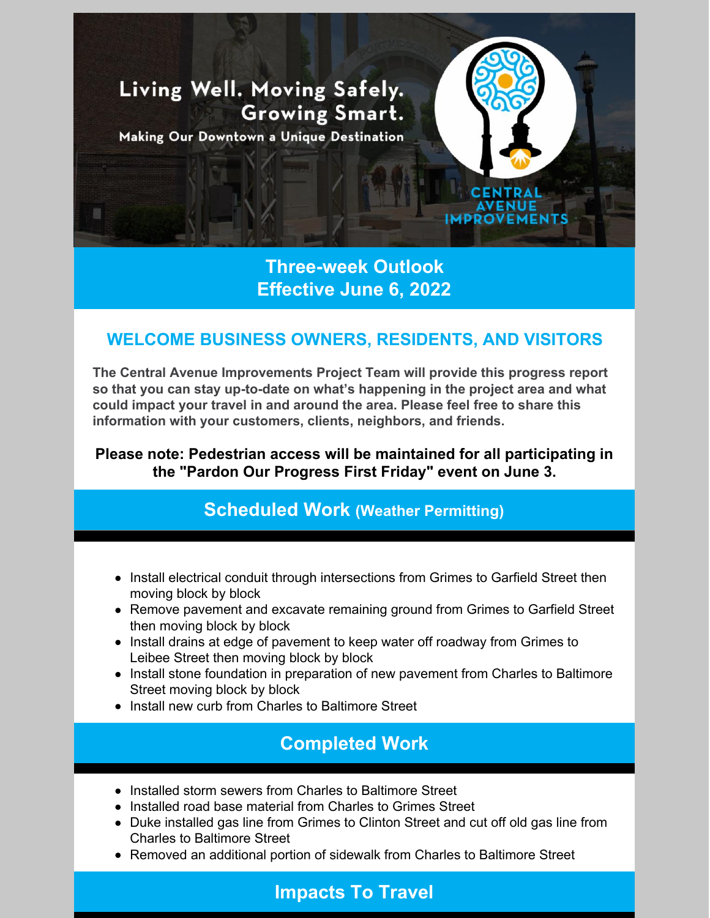Living Well. Moving Safely. Growing Smart.

Making Our Downtown a Unique Destination

CENTRAL AVENUE IMPROVEMENTS

## Three-week Outlook
## Effective June 6, 2022

### WELCOME BUSINESS OWNERS, RESIDENTS, AND VISITORS

**The Central Avenue Improvements Project Team will provide this progress report so that you can stay up-to-date on what's happening in the project area and what could impact your travel in and around the area. Please feel free to share this information with your customers, clients, neighbors, and friends.**

**Please note: Pedestrian access will be maintained for all participating in the "Pardon Our Progress First Friday" event on June 3.**

## Scheduled Work (Weather Permitting)

- Install electrical conduit through intersections from Grimes to Garfield Street then moving block by block
- Remove pavement and excavate remaining ground from Grimes to Garfield Street then moving block by block
- Install drains at edge of pavement to keep water off roadway from Grimes to Leibee Street then moving block by block
- Install stone foundation in preparation of new pavement from Charles to Baltimore Street moving block by block
- Install new curb from Charles to Baltimore Street

## Completed Work

- Installed storm sewers from Charles to Baltimore Street
- Installed road base material from Charles to Grimes Street
- Duke installed gas line from Grimes to Clinton Street and cut off old gas line from Charles to Baltimore Street
- Removed an additional portion of sidewalk from Charles to Baltimore Street

## Impacts To Travel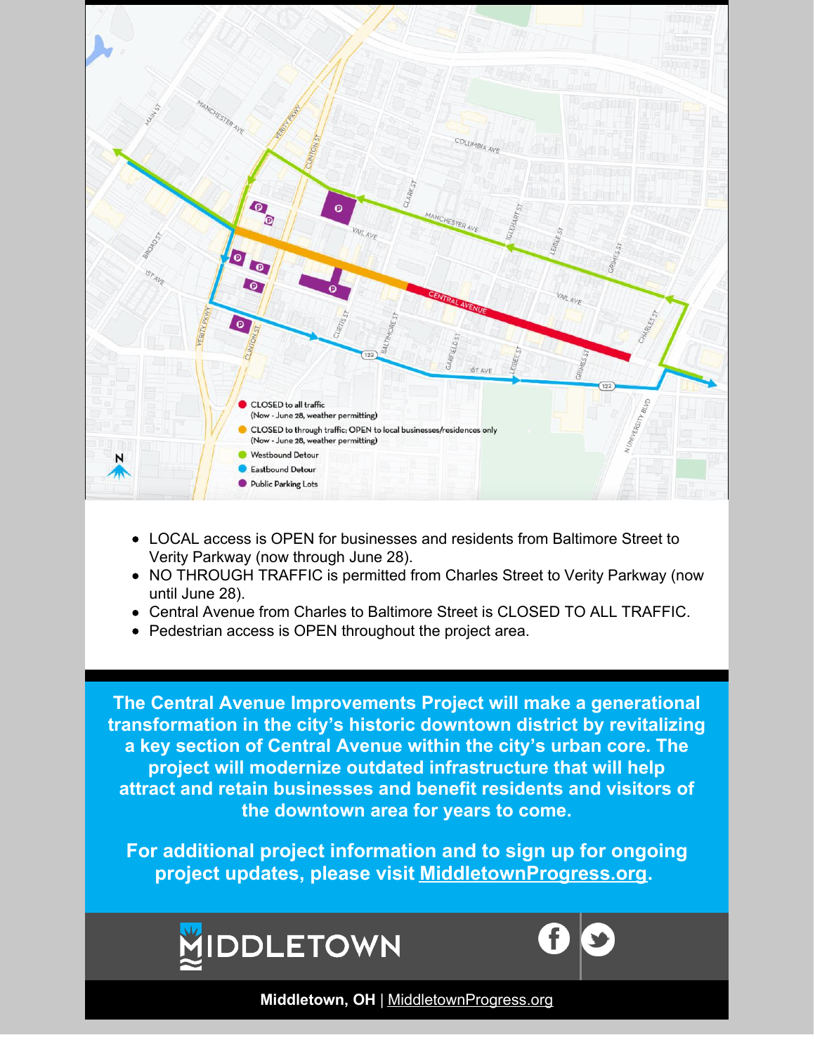- CLOSED to all traffic (Now - June 28, weather permitting)
- CLOSED to through traffic; OPEN to local businesses/residences only (Now - June 28, weather permitting)
- Westbound Detour
- Eastbound Detour
- Public Parking Lots

N

- LOCAL access is OPEN for businesses and residents from Baltimore Street to Verity Parkway (now through June 28).
- NO THROUGH TRAFFIC is permitted from Charles Street to Verity Parkway (now until June 28).
- Central Avenue from Charles to Baltimore Street is CLOSED TO ALL TRAFFIC.
- Pedestrian access is OPEN throughout the project area.

**The Central Avenue Improvements Project will make a generational transformation in the city's historic downtown district by revitalizing a key section of Central Avenue within the city's urban core. The project will modernize outdated infrastructure that will help attract and retain businesses and benefit residents and visitors of the downtown area for years to come.**

**For additional project information and to sign up for ongoing project updates, please visit [MiddletownProgress.org](MiddletownProgress.org).**

MIDDLETOWN

**Middletown, OH** | MiddletownProgress.org